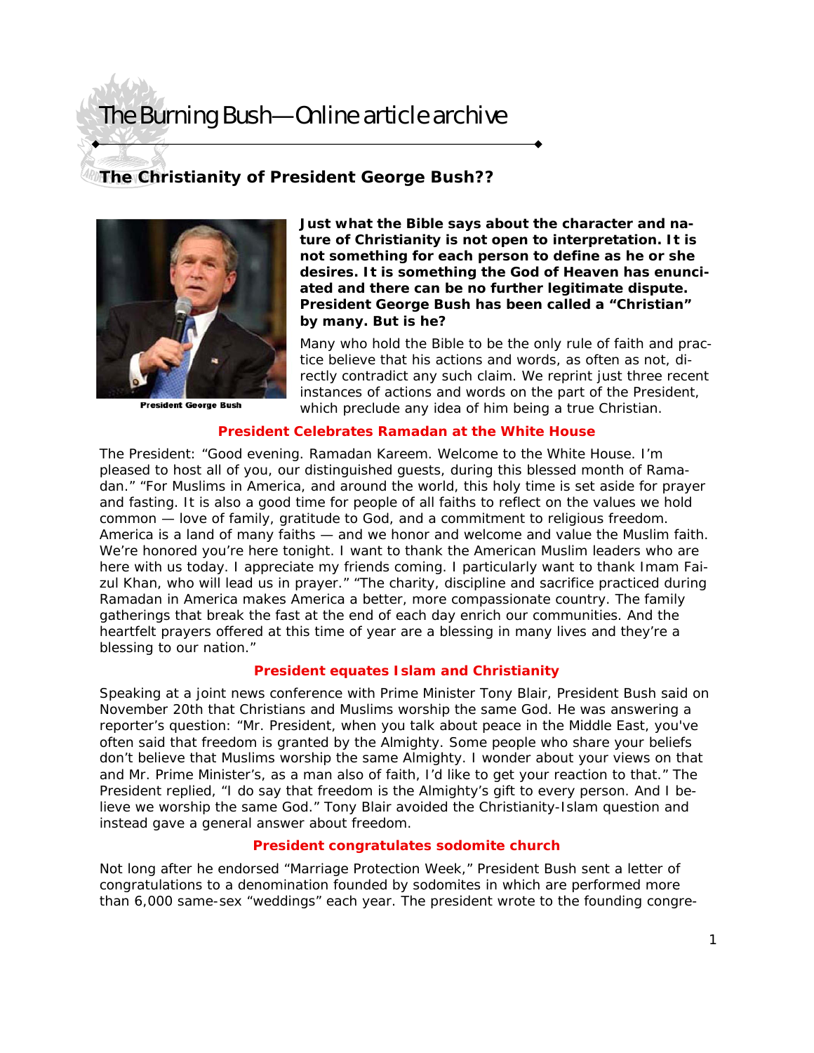# The Burning Bush—Online article archive

## The Christianity of President George Bush??

President George Bush

**Just what the Bible says about the character and nature of Christianity is not open to interpretation. It is not something for each person to define as he or she desires. It is something the God of Heaven has enunciated and there can be no further legitimate dispute. President George Bush has been called a "Christian" by many. But is he?**

Many who hold the Bible to be the only rule of faith and practice believe that his actions and words, as often as not, directly contradict any such claim. We reprint just three recent instances of actions and words on the part of the President, which preclude any idea of him being a true Christian.

### President Celebrates Ramadan at the White House

The President: "Good evening. Ramadan Kareem. Welcome to the White House. I'm pleased to host all of you, our distinguished guests, during this blessed month of Ramadan." "For Muslims in America, and around the world, this holy time is set aside for prayer and fasting. It is also a good time for people of all faiths to reflect on the values we hold common — love of family, gratitude to God, and a commitment to religious freedom. America is a land of many faiths — and we honor and welcome and value the Muslim faith. We're honored you're here tonight. I want to thank the American Muslim leaders who are here with us today. I appreciate my friends coming. I particularly want to thank Imam Faizul Khan, who will lead us in prayer." "The charity, discipline and sacrifice practiced during Ramadan in America makes America a better, more compassionate country. The family gatherings that break the fast at the end of each day enrich our communities. And the heartfelt prayers offered at this time of year are a blessing in many lives and they're a blessing to our nation."

### President equates Islam and Christianity

Speaking at a joint news conference with Prime Minister Tony Blair, President Bush said on November 20th that Christians and Muslims worship the same God. He was answering a reporter's question: "Mr. President, when you talk about peace in the Middle East, you've often said that freedom is granted by the Almighty. Some people who share your beliefs don't believe that Muslims worship the same Almighty. I wonder about your views on that and Mr. Prime Minister's, as a man also of faith, I'd like to get your reaction to that." The President replied, "I do say that freedom is the Almighty's gift to every person. And I believe we worship the same God." Tony Blair avoided the Christianity-Islam question and instead gave a general answer about freedom.

### President congratulates sodomite church

Not long after he endorsed "Marriage Protection Week," President Bush sent a letter of congratulations to a denomination founded by sodomites in which are performed more than 6,000 same-sex "weddings" each year. The president wrote to the founding congre-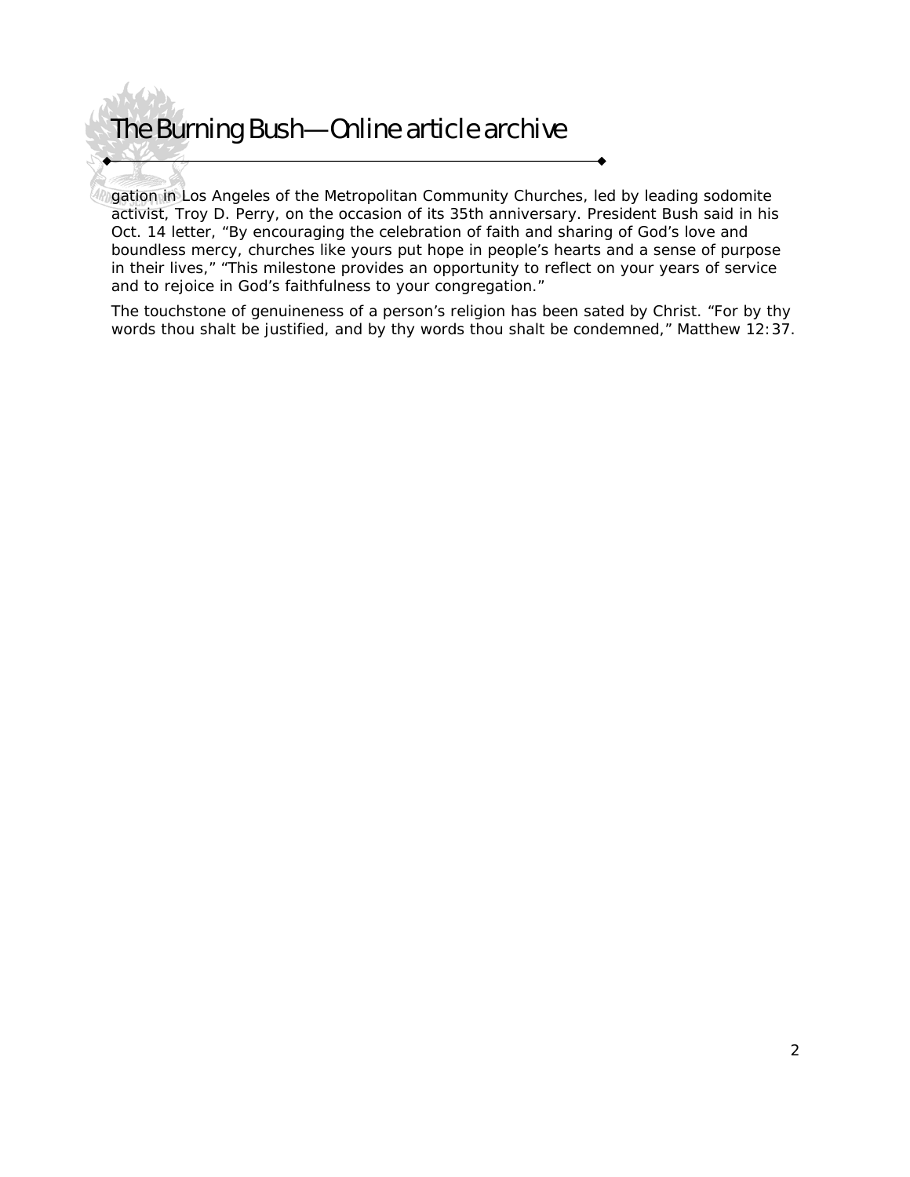gation in Los Angeles of the Metropolitan Community Churches, led by leading sodomite activist, Troy D. Perry, on the occasion of its 35th anniversary. President Bush said in his Oct. 14 letter, "By encouraging the celebration of faith and sharing of God's love and boundless mercy, churches like yours put hope in people's hearts and a sense of purpose in their lives," "This milestone provides an opportunity to reflect on your years of service and to rejoice in God's faithfulness to your congregation."

The touchstone of genuineness of a person's religion has been sated by Christ. "For by thy words thou shalt be justified, and by thy words thou shalt be condemned," Matthew 12:37.